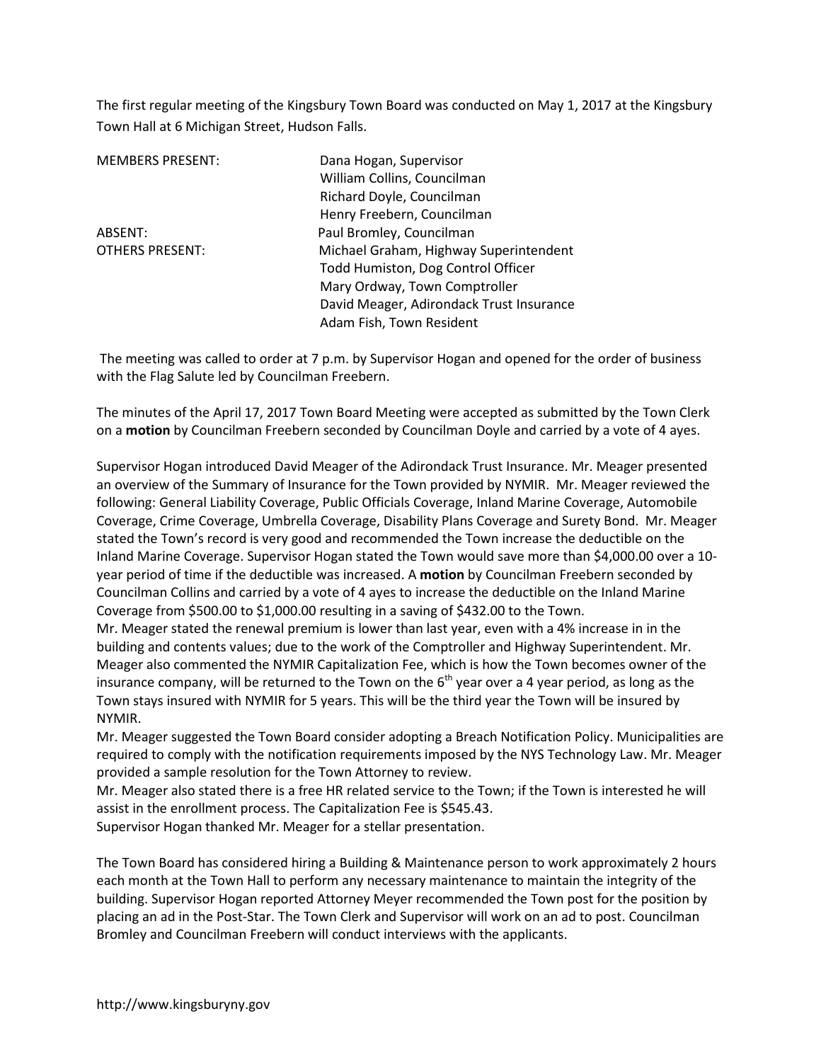The first regular meeting of the Kingsbury Town Board was conducted on May 1, 2017 at the Kingsbury Town Hall at 6 Michigan Street, Hudson Falls.

| | |
|---|---|
| MEMBERS PRESENT: | Dana Hogan, Supervisor |
| | William Collins, Councilman |
| | Richard Doyle, Councilman |
| | Henry Freebern, Councilman |
| ABSENT: | Paul Bromley, Councilman |
| OTHERS PRESENT: | Michael Graham, Highway Superintendent |
| | Todd Humiston, Dog Control Officer |
| | Mary Ordway, Town Comptroller |
| | David Meager, Adirondack Trust Insurance |
| | Adam Fish, Town Resident |

The meeting was called to order at 7 p.m. by Supervisor Hogan and opened for the order of business with the Flag Salute led by Councilman Freebern.

The minutes of the April 17, 2017 Town Board Meeting were accepted as submitted by the Town Clerk on a **motion** by Councilman Freebern seconded by Councilman Doyle and carried by a vote of 4 ayes.

Supervisor Hogan introduced David Meager of the Adirondack Trust Insurance. Mr. Meager presented an overview of the Summary of Insurance for the Town provided by NYMIR. Mr. Meager reviewed the following: General Liability Coverage, Public Officials Coverage, Inland Marine Coverage, Automobile Coverage, Crime Coverage, Umbrella Coverage, Disability Plans Coverage and Surety Bond. Mr. Meager stated the Town's record is very good and recommended the Town increase the deductible on the Inland Marine Coverage. Supervisor Hogan stated the Town would save more than $4,000.00 over a 10-year period of time if the deductible was increased. A **motion** by Councilman Freebern seconded by Councilman Collins and carried by a vote of 4 ayes to increase the deductible on the Inland Marine Coverage from $500.00 to $1,000.00 resulting in a saving of $432.00 to the Town.
Mr. Meager stated the renewal premium is lower than last year, even with a 4% increase in in the building and contents values; due to the work of the Comptroller and Highway Superintendent. Mr. Meager also commented the NYMIR Capitalization Fee, which is how the Town becomes owner of the insurance company, will be returned to the Town on the 6th year over a 4 year period, as long as the Town stays insured with NYMIR for 5 years. This will be the third year the Town will be insured by NYMIR.
Mr. Meager suggested the Town Board consider adopting a Breach Notification Policy. Municipalities are required to comply with the notification requirements imposed by the NYS Technology Law. Mr. Meager provided a sample resolution for the Town Attorney to review.
Mr. Meager also stated there is a free HR related service to the Town; if the Town is interested he will assist in the enrollment process. The Capitalization Fee is $545.43.
Supervisor Hogan thanked Mr. Meager for a stellar presentation.

The Town Board has considered hiring a Building & Maintenance person to work approximately 2 hours each month at the Town Hall to perform any necessary maintenance to maintain the integrity of the building. Supervisor Hogan reported Attorney Meyer recommended the Town post for the position by placing an ad in the Post-Star. The Town Clerk and Supervisor will work on an ad to post. Councilman Bromley and Councilman Freebern will conduct interviews with the applicants.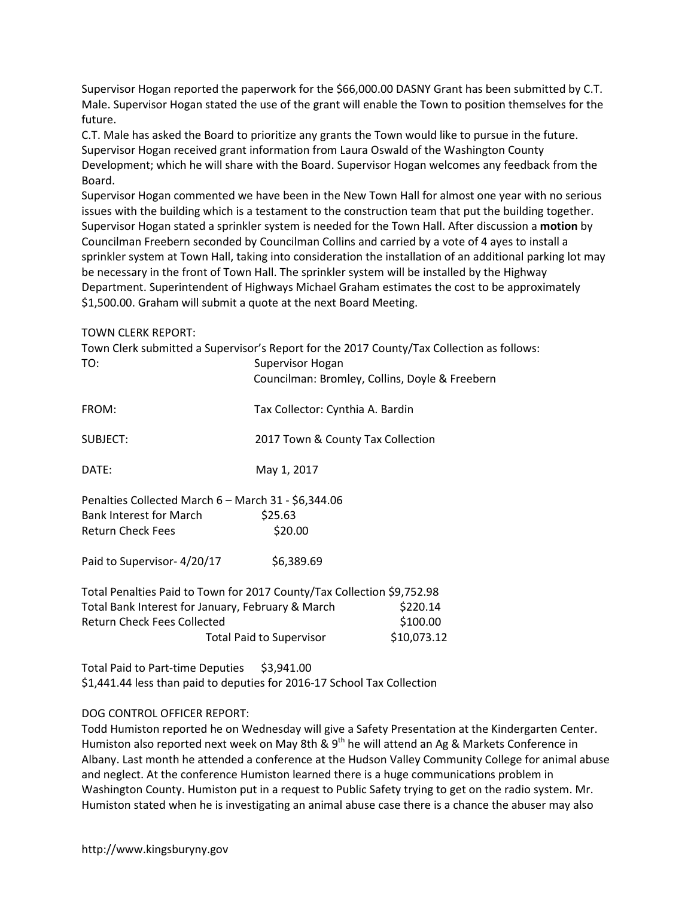Supervisor Hogan reported the paperwork for the $66,000.00 DASNY Grant has been submitted by C.T. Male. Supervisor Hogan stated the use of the grant will enable the Town to position themselves for the future.

C.T. Male has asked the Board to prioritize any grants the Town would like to pursue in the future. Supervisor Hogan received grant information from Laura Oswald of the Washington County Development; which he will share with the Board. Supervisor Hogan welcomes any feedback from the Board.

Supervisor Hogan commented we have been in the New Town Hall for almost one year with no serious issues with the building which is a testament to the construction team that put the building together. Supervisor Hogan stated a sprinkler system is needed for the Town Hall. After discussion a **motion** by Councilman Freebern seconded by Councilman Collins and carried by a vote of 4 ayes to install a sprinkler system at Town Hall, taking into consideration the installation of an additional parking lot may be necessary in the front of Town Hall. The sprinkler system will be installed by the Highway Department. Superintendent of Highways Michael Graham estimates the cost to be approximately $1,500.00. Graham will submit a quote at the next Board Meeting.

TOWN CLERK REPORT:

Town Clerk submitted a Supervisor's Report for the 2017 County/Tax Collection as follows:

TO: Supervisor Hogan
Councilman: Bromley, Collins, Doyle & Freebern

FROM: Tax Collector: Cynthia A. Bardin

SUBJECT: 2017 Town & County Tax Collection

DATE: May 1, 2017

Penalties Collected March 6 – March 31 - $6,344.06
Bank Interest for March $25.63
Return Check Fees $20.00

Paid to Supervisor- 4/20/17 $6,389.69

Total Penalties Paid to Town for 2017 County/Tax Collection $9,752.98
Total Bank Interest for January, February & March $220.14
Return Check Fees Collected $100.00
Total Paid to Supervisor $10,073.12

Total Paid to Part-time Deputies $3,941.00
$1,441.44 less than paid to deputies for 2016-17 School Tax Collection

DOG CONTROL OFFICER REPORT:

Todd Humiston reported he on Wednesday will give a Safety Presentation at the Kindergarten Center. Humiston also reported next week on May 8th & 9th he will attend an Ag & Markets Conference in Albany. Last month he attended a conference at the Hudson Valley Community College for animal abuse and neglect. At the conference Humiston learned there is a huge communications problem in Washington County. Humiston put in a request to Public Safety trying to get on the radio system. Mr. Humiston stated when he is investigating an animal abuse case there is a chance the abuser may also

http://www.kingsburyny.gov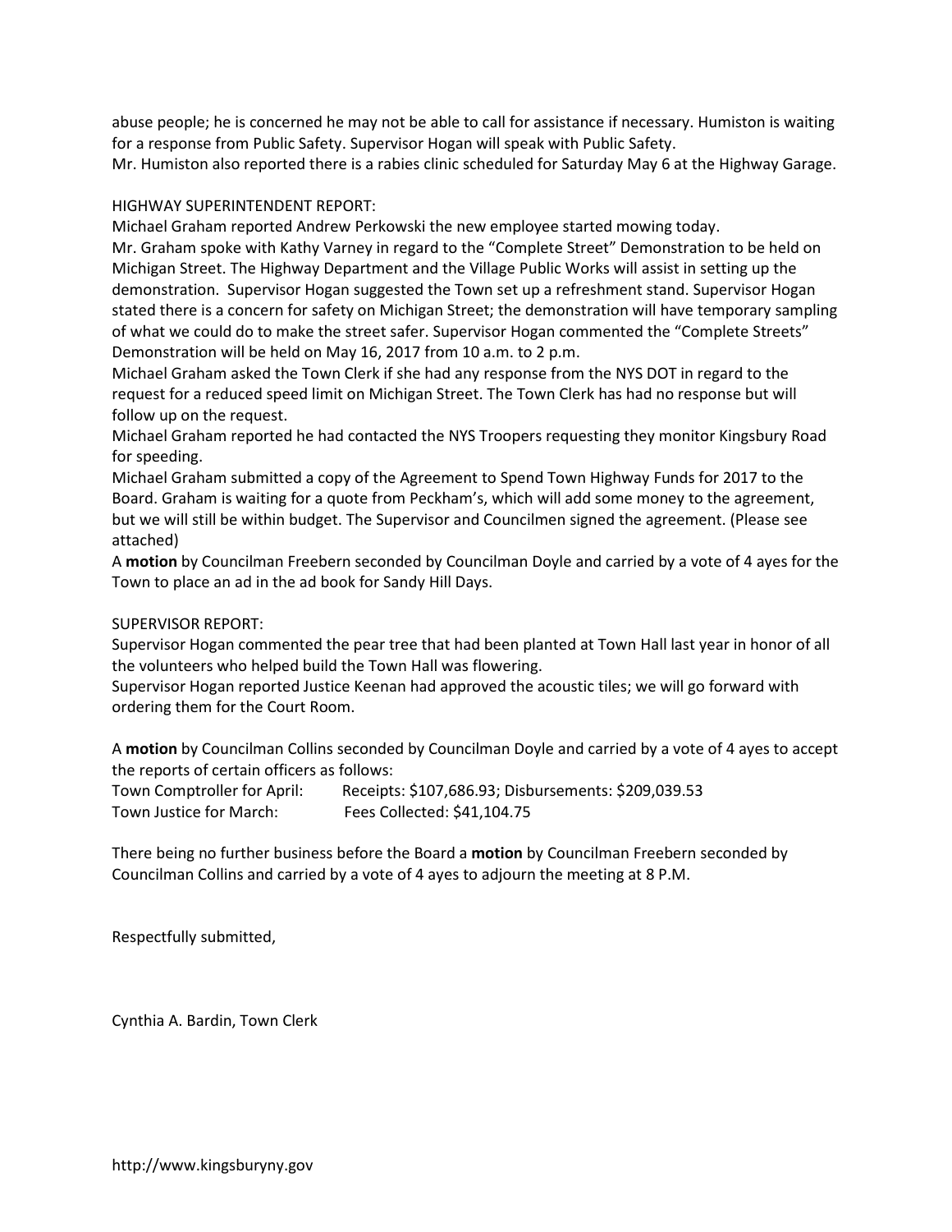abuse people; he is concerned he may not be able to call for assistance if necessary. Humiston is waiting for a response from Public Safety. Supervisor Hogan will speak with Public Safety.
Mr. Humiston also reported there is a rabies clinic scheduled for Saturday May 6 at the Highway Garage.

HIGHWAY SUPERINTENDENT REPORT:
Michael Graham reported Andrew Perkowski the new employee started mowing today.
Mr. Graham spoke with Kathy Varney in regard to the "Complete Street" Demonstration to be held on Michigan Street. The Highway Department and the Village Public Works will assist in setting up the demonstration. Supervisor Hogan suggested the Town set up a refreshment stand. Supervisor Hogan stated there is a concern for safety on Michigan Street; the demonstration will have temporary sampling of what we could do to make the street safer. Supervisor Hogan commented the "Complete Streets" Demonstration will be held on May 16, 2017 from 10 a.m. to 2 p.m.
Michael Graham asked the Town Clerk if she had any response from the NYS DOT in regard to the request for a reduced speed limit on Michigan Street. The Town Clerk has had no response but will follow up on the request.
Michael Graham reported he had contacted the NYS Troopers requesting they monitor Kingsbury Road for speeding.
Michael Graham submitted a copy of the Agreement to Spend Town Highway Funds for 2017 to the Board. Graham is waiting for a quote from Peckham's, which will add some money to the agreement, but we will still be within budget. The Supervisor and Councilmen signed the agreement. (Please see attached)
A **motion** by Councilman Freebern seconded by Councilman Doyle and carried by a vote of 4 ayes for the Town to place an ad in the ad book for Sandy Hill Days.

SUPERVISOR REPORT:
Supervisor Hogan commented the pear tree that had been planted at Town Hall last year in honor of all the volunteers who helped build the Town Hall was flowering.
Supervisor Hogan reported Justice Keenan had approved the acoustic tiles; we will go forward with ordering them for the Court Room.

A **motion** by Councilman Collins seconded by Councilman Doyle and carried by a vote of 4 ayes to accept the reports of certain officers as follows:
Town Comptroller for April: Receipts: $107,686.93; Disbursements: $209,039.53
Town Justice for March: Fees Collected: $41,104.75

There being no further business before the Board a **motion** by Councilman Freebern seconded by Councilman Collins and carried by a vote of 4 ayes to adjourn the meeting at 8 P.M.

Respectfully submitted,

Cynthia A. Bardin, Town Clerk

http://www.kingsburyny.gov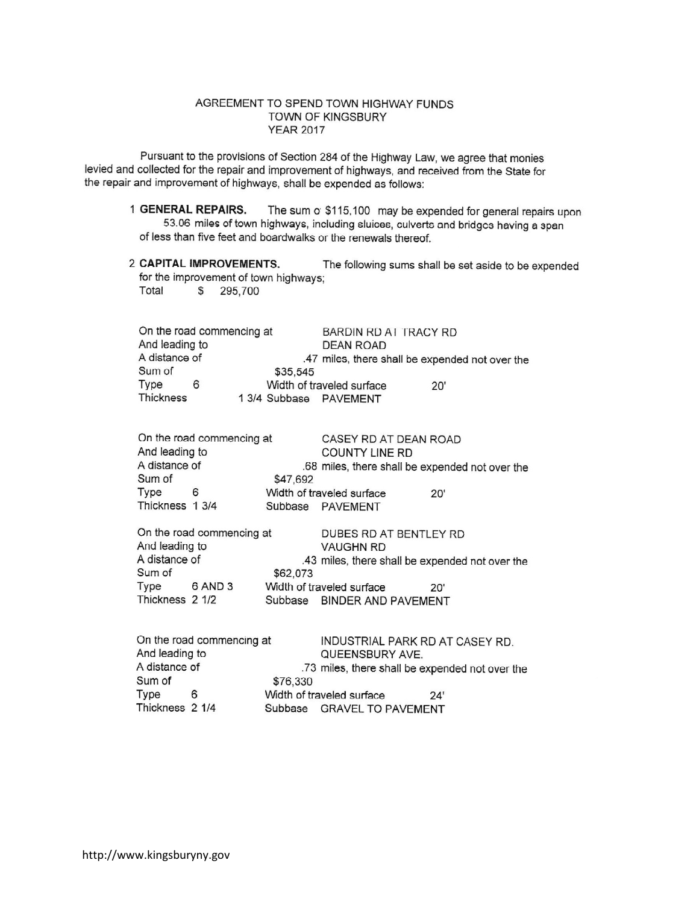AGREEMENT TO SPEND TOWN HIGHWAY FUNDS
TOWN OF KINGSBURY
YEAR 2017

Pursuant to the provisions of Section 284 of the Highway Law, we agree that monies levied and collected for the repair and improvement of highways, and received from the State for the repair and improvement of highways, shall be expended as follows:

1 **GENERAL REPAIRS.** The sum o $115,100 may be expended for general repairs upon 53.06 miles of town highways, including sluices, culverts and bridges having a span of less than five feet and boardwalks or the renewals thereof.

2 **CAPITAL IMPROVEMENTS.** The following sums shall be set aside to be expended for the improvement of town highways;
Total $ 295,700

On the road commencing at BARDIN RD AT TRACY RD
And leading to DEAN ROAD
A distance of .47 miles, there shall be expended not over the
Sum of $35,545
Type 6 Width of traveled surface 20'
Thickness 1 3/4 Subbase PAVEMENT

On the road commencing at CASEY RD AT DEAN ROAD
And leading to COUNTY LINE RD
A distance of .68 miles, there shall be expended not over the
Sum of $47,692
Type 6 Width of traveled surface 20'
Thickness 1 3/4 Subbase PAVEMENT

On the road commencing at DUBES RD AT BENTLEY RD
And leading to VAUGHN RD
A distance of .43 miles, there shall be expended not over the
Sum of $62,073
Type 6 AND 3 Width of traveled surface 20'
Thickness 2 1/2 Subbase BINDER AND PAVEMENT

On the road commencing at INDUSTRIAL PARK RD AT CASEY RD.
And leading to QUEENSBURY AVE.
A distance of .73 miles, there shall be expended not over the
Sum of $76,330
Type 6 Width of traveled surface 24'
Thickness 2 1/4 Subbase GRAVEL TO PAVEMENT

http://www.kingsburyny.gov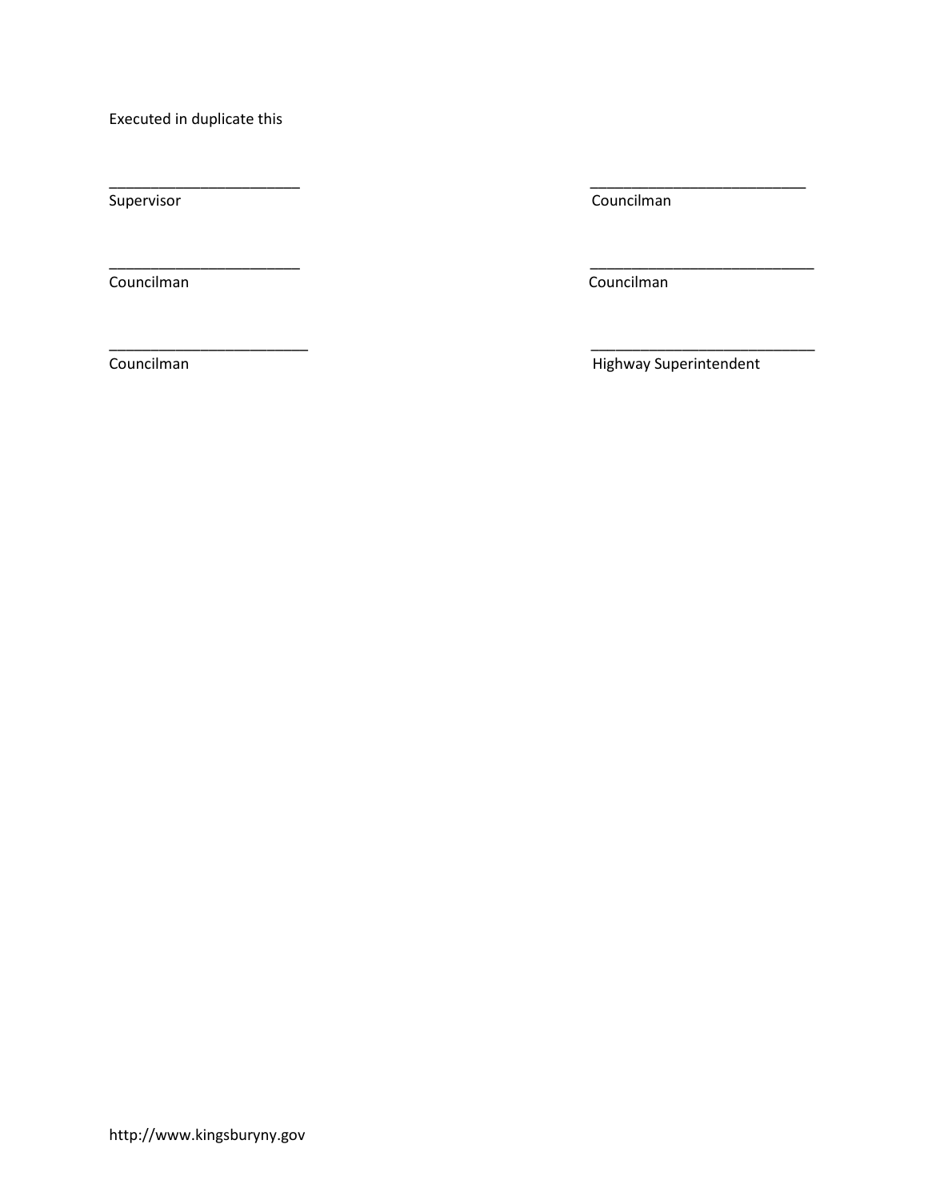Executed in duplicate this

| | |
|---|---|
| ________________________ | ___________________________ |
| Supervisor | Councilman |
| ________________________ | ____________________________ |
| Councilman | Councilman |
| _________________________ | ____________________________ |
| Councilman | Highway Superintendent |

http://www.kingsburyny.gov